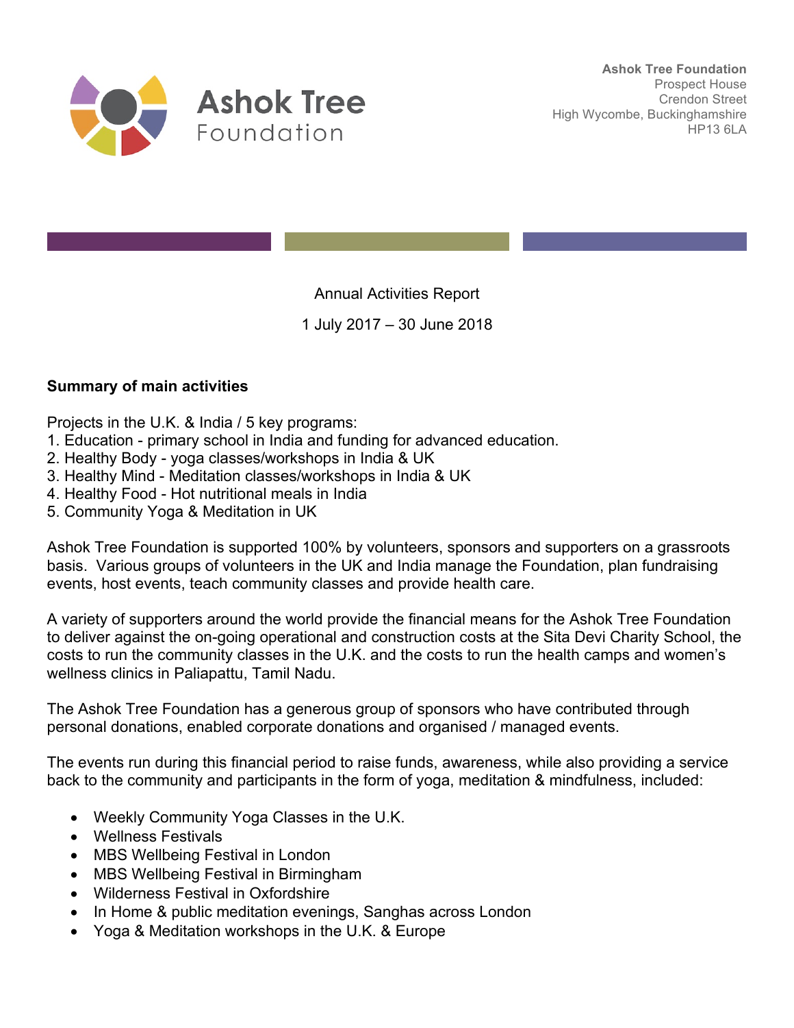Ashok Tree Foundation

**Ashok Tree Foundation**
Prospect House
Crendon Street
High Wycombe, Buckinghamshire
HP13 6LA

Annual Activities Report

1 July 2017 – 30 June 2018

**Summary of main activities**

Projects in the U.K. & India / 5 key programs:

1. Education - primary school in India and funding for advanced education.
2. Healthy Body - yoga classes/workshops in India & UK
3. Healthy Mind - Meditation classes/workshops in India & UK
4. Healthy Food - Hot nutritional meals in India
5. Community Yoga & Meditation in UK

Ashok Tree Foundation is supported 100% by volunteers, sponsors and supporters on a grassroots basis. Various groups of volunteers in the UK and India manage the Foundation, plan fundraising events, host events, teach community classes and provide health care.

A variety of supporters around the world provide the financial means for the Ashok Tree Foundation to deliver against the on-going operational and construction costs at the Sita Devi Charity School, the costs to run the community classes in the U.K. and the costs to run the health camps and women's wellness clinics in Paliapattu, Tamil Nadu.

The Ashok Tree Foundation has a generous group of sponsors who have contributed through personal donations, enabled corporate donations and organised / managed events.

The events run during this financial period to raise funds, awareness, while also providing a service back to the community and participants in the form of yoga, meditation & mindfulness, included:

- Weekly Community Yoga Classes in the U.K.
- Wellness Festivals
- MBS Wellbeing Festival in London
- MBS Wellbeing Festival in Birmingham
- Wilderness Festival in Oxfordshire
- In Home & public meditation evenings, Sanghas across London
- Yoga & Meditation workshops in the U.K. & Europe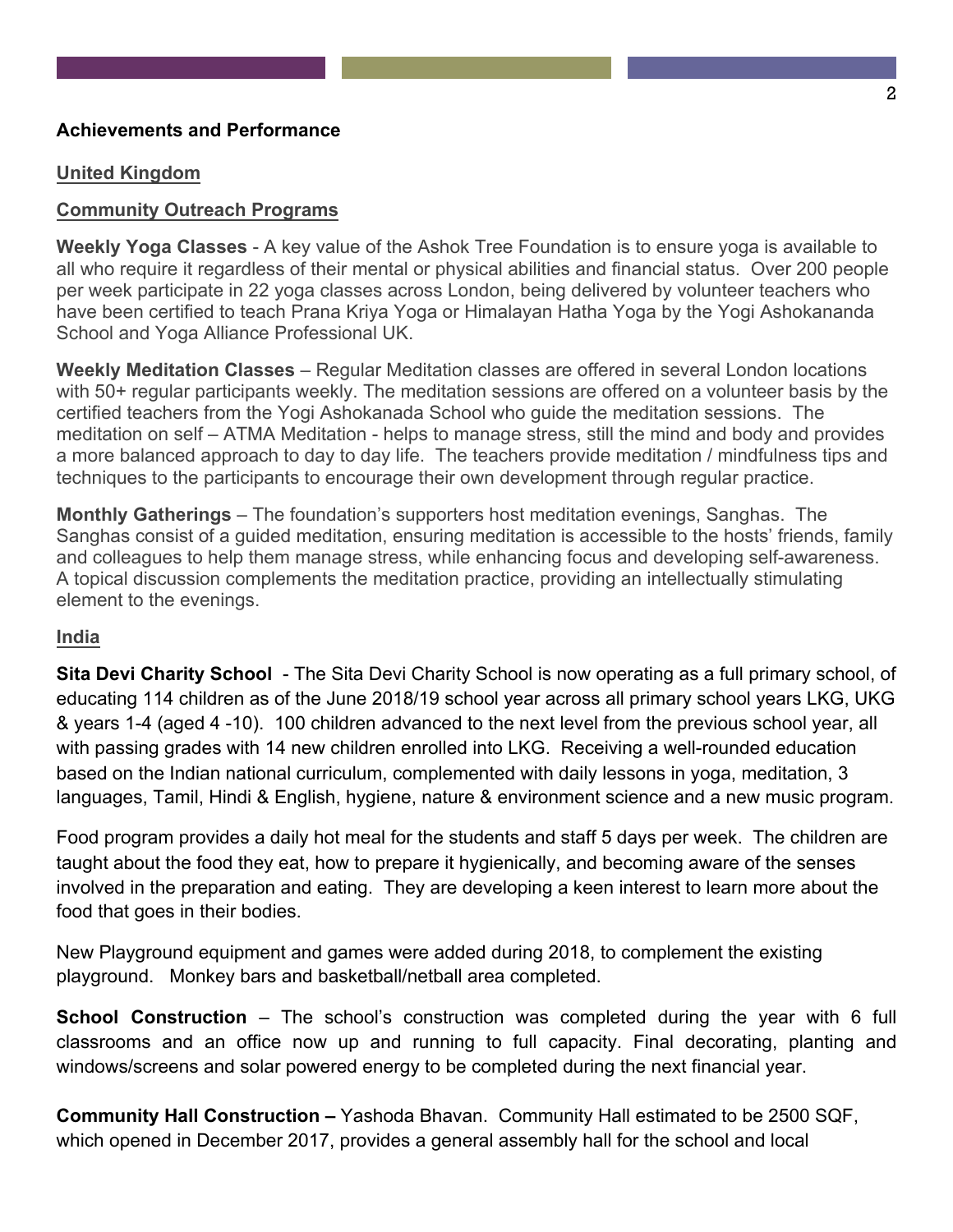## Achievements and Performance

### United Kingdom

### Community Outreach Programs

**Weekly Yoga Classes** - A key value of the Ashok Tree Foundation is to ensure yoga is available to all who require it regardless of their mental or physical abilities and financial status. Over 200 people per week participate in 22 yoga classes across London, being delivered by volunteer teachers who have been certified to teach Prana Kriya Yoga or Himalayan Hatha Yoga by the Yogi Ashokananda School and Yoga Alliance Professional UK.

**Weekly Meditation Classes** – Regular Meditation classes are offered in several London locations with 50+ regular participants weekly. The meditation sessions are offered on a volunteer basis by the certified teachers from the Yogi Ashokanada School who guide the meditation sessions. The meditation on self – ATMA Meditation - helps to manage stress, still the mind and body and provides a more balanced approach to day to day life. The teachers provide meditation / mindfulness tips and techniques to the participants to encourage their own development through regular practice.

**Monthly Gatherings** – The foundation's supporters host meditation evenings, Sanghas. The Sanghas consist of a guided meditation, ensuring meditation is accessible to the hosts' friends, family and colleagues to help them manage stress, while enhancing focus and developing self-awareness. A topical discussion complements the meditation practice, providing an intellectually stimulating element to the evenings.

### India

**Sita Devi Charity School** - The Sita Devi Charity School is now operating as a full primary school, of educating 114 children as of the June 2018/19 school year across all primary school years LKG, UKG & years 1-4 (aged 4 -10). 100 children advanced to the next level from the previous school year, all with passing grades with 14 new children enrolled into LKG. Receiving a well-rounded education based on the Indian national curriculum, complemented with daily lessons in yoga, meditation, 3 languages, Tamil, Hindi & English, hygiene, nature & environment science and a new music program.

Food program provides a daily hot meal for the students and staff 5 days per week. The children are taught about the food they eat, how to prepare it hygienically, and becoming aware of the senses involved in the preparation and eating. They are developing a keen interest to learn more about the food that goes in their bodies.

New Playground equipment and games were added during 2018, to complement the existing playground. Monkey bars and basketball/netball area completed.

**School Construction** – The school's construction was completed during the year with 6 full classrooms and an office now up and running to full capacity. Final decorating, planting and windows/screens and solar powered energy to be completed during the next financial year.

**Community Hall Construction –** Yashoda Bhavan. Community Hall estimated to be 2500 SQF, which opened in December 2017, provides a general assembly hall for the school and local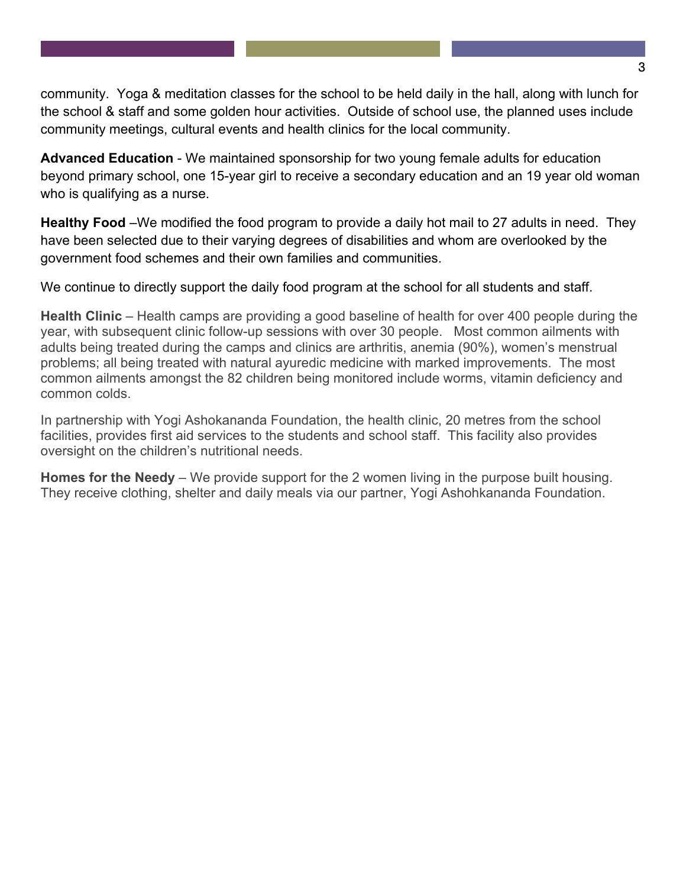community. Yoga & meditation classes for the school to be held daily in the hall, along with lunch for the school & staff and some golden hour activities. Outside of school use, the planned uses include community meetings, cultural events and health clinics for the local community.

**Advanced Education** - We maintained sponsorship for two young female adults for education beyond primary school, one 15-year girl to receive a secondary education and an 19 year old woman who is qualifying as a nurse.

**Healthy Food** –We modified the food program to provide a daily hot mail to 27 adults in need. They have been selected due to their varying degrees of disabilities and whom are overlooked by the government food schemes and their own families and communities.

We continue to directly support the daily food program at the school for all students and staff.

**Health Clinic** – Health camps are providing a good baseline of health for over 400 people during the year, with subsequent clinic follow-up sessions with over 30 people. Most common ailments with adults being treated during the camps and clinics are arthritis, anemia (90%), women's menstrual problems; all being treated with natural ayuredic medicine with marked improvements. The most common ailments amongst the 82 children being monitored include worms, vitamin deficiency and common colds.

In partnership with Yogi Ashokananda Foundation, the health clinic, 20 metres from the school facilities, provides first aid services to the students and school staff. This facility also provides oversight on the children's nutritional needs.

**Homes for the Needy** – We provide support for the 2 women living in the purpose built housing. They receive clothing, shelter and daily meals via our partner, Yogi Ashohkananda Foundation.